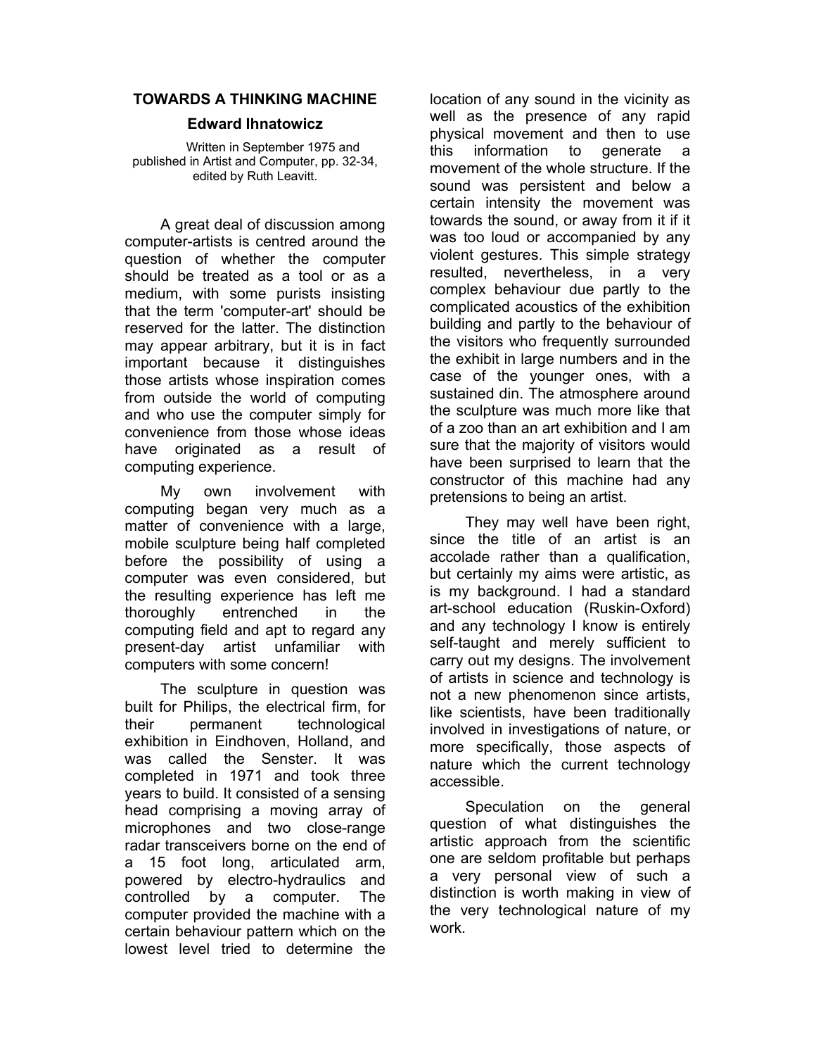# TOWARDS A THINKING MACHINE

**Edward Ihnatowicz**

Written in September 1975 and published in Artist and Computer, pp. 32-34, edited by Ruth Leavitt.

A great deal of discussion among computer-artists is centred around the question of whether the computer should be treated as a tool or as a medium, with some purists insisting that the term 'computer-art' should be reserved for the latter. The distinction may appear arbitrary, but it is in fact important because it distinguishes those artists whose inspiration comes from outside the world of computing and who use the computer simply for convenience from those whose ideas have originated as a result of computing experience.

My own involvement with computing began very much as a matter of convenience with a large, mobile sculpture being half completed before the possibility of using a computer was even considered, but the resulting experience has left me thoroughly entrenched in the computing field and apt to regard any present-day artist unfamiliar with computers with some concern!

The sculpture in question was built for Philips, the electrical firm, for their permanent technological exhibition in Eindhoven, Holland, and was called the Senster. It was completed in 1971 and took three years to build. It consisted of a sensing head comprising a moving array of microphones and two close-range radar transceivers borne on the end of a 15 foot long, articulated arm, powered by electro-hydraulics and controlled by a computer. The computer provided the machine with a certain behaviour pattern which on the lowest level tried to determine the location of any sound in the vicinity as well as the presence of any rapid physical movement and then to use this information to generate a movement of the whole structure. If the sound was persistent and below a certain intensity the movement was towards the sound, or away from it if it was too loud or accompanied by any violent gestures. This simple strategy resulted, nevertheless, in a very complex behaviour due partly to the complicated acoustics of the exhibition building and partly to the behaviour of the visitors who frequently surrounded the exhibit in large numbers and in the case of the younger ones, with a sustained din. The atmosphere around the sculpture was much more like that of a zoo than an art exhibition and I am sure that the majority of visitors would have been surprised to learn that the constructor of this machine had any pretensions to being an artist.

They may well have been right, since the title of an artist is an accolade rather than a qualification, but certainly my aims were artistic, as is my background. I had a standard art-school education (Ruskin-Oxford) and any technology I know is entirely self-taught and merely sufficient to carry out my designs. The involvement of artists in science and technology is not a new phenomenon since artists, like scientists, have been traditionally involved in investigations of nature, or more specifically, those aspects of nature which the current technology accessible.

Speculation on the general question of what distinguishes the artistic approach from the scientific one are seldom profitable but perhaps a very personal view of such a distinction is worth making in view of the very technological nature of my work.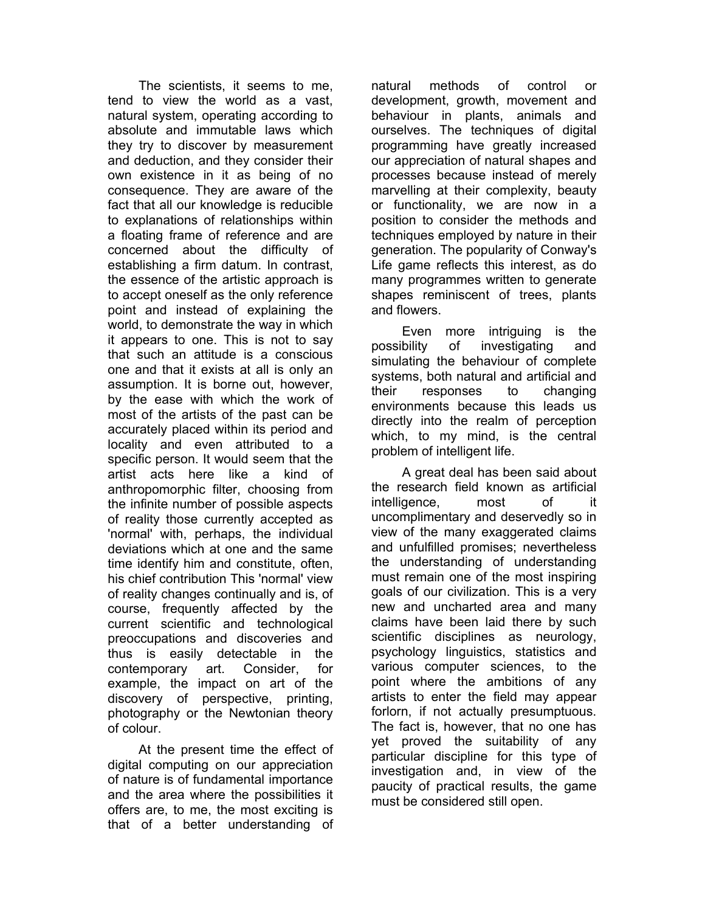The scientists, it seems to me, tend to view the world as a vast, natural system, operating according to absolute and immutable laws which they try to discover by measurement and deduction, and they consider their own existence in it as being of no consequence. They are aware of the fact that all our knowledge is reducible to explanations of relationships within a floating frame of reference and are concerned about the difficulty of establishing a firm datum. In contrast, the essence of the artistic approach is to accept oneself as the only reference point and instead of explaining the world, to demonstrate the way in which it appears to one. This is not to say that such an attitude is a conscious one and that it exists at all is only an assumption. It is borne out, however, by the ease with which the work of most of the artists of the past can be accurately placed within its period and locality and even attributed to a specific person. It would seem that the artist acts here like a kind of anthropomorphic filter, choosing from the infinite number of possible aspects of reality those currently accepted as 'normal' with, perhaps, the individual deviations which at one and the same time identify him and constitute, often, his chief contribution This 'normal' view of reality changes continually and is, of course, frequently affected by the current scientific and technological preoccupations and discoveries and thus is easily detectable in the contemporary art. Consider, for example, the impact on art of the discovery of perspective, printing, photography or the Newtonian theory of colour.

At the present time the effect of digital computing on our appreciation of nature is of fundamental importance and the area where the possibilities it offers are, to me, the most exciting is that of a better understanding of natural methods of control or development, growth, movement and behaviour in plants, animals and ourselves. The techniques of digital programming have greatly increased our appreciation of natural shapes and processes because instead of merely marvelling at their complexity, beauty or functionality, we are now in a position to consider the methods and techniques employed by nature in their generation. The popularity of Conway's Life game reflects this interest, as do many programmes written to generate shapes reminiscent of trees, plants and flowers.

Even more intriguing is the possibility of investigating and simulating the behaviour of complete systems, both natural and artificial and their responses to changing environments because this leads us directly into the realm of perception which, to my mind, is the central problem of intelligent life.

A great deal has been said about the research field known as artificial intelligence, most of it uncomplimentary and deservedly so in view of the many exaggerated claims and unfulfilled promises; nevertheless the understanding of understanding must remain one of the most inspiring goals of our civilization. This is a very new and uncharted area and many claims have been laid there by such scientific disciplines as neurology, psychology linguistics, statistics and various computer sciences, to the point where the ambitions of any artists to enter the field may appear forlorn, if not actually presumptuous. The fact is, however, that no one has yet proved the suitability of any particular discipline for this type of investigation and, in view of the paucity of practical results, the game must be considered still open.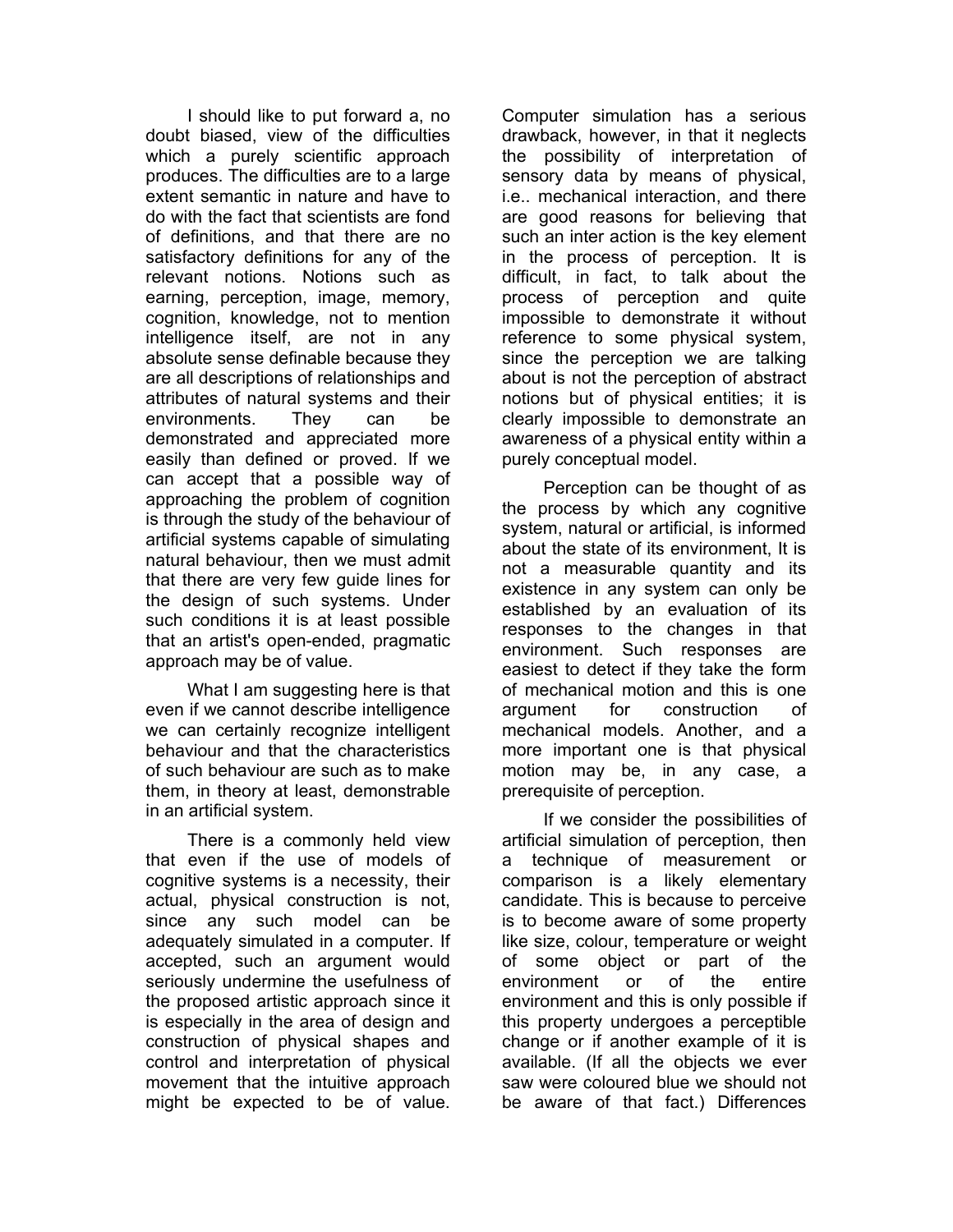I should like to put forward a, no doubt biased, view of the difficulties which a purely scientific approach produces. The difficulties are to a large extent semantic in nature and have to do with the fact that scientists are fond of definitions, and that there are no satisfactory definitions for any of the relevant notions. Notions such as earning, perception, image, memory, cognition, knowledge, not to mention intelligence itself, are not in any absolute sense definable because they are all descriptions of relationships and attributes of natural systems and their environments. They can be demonstrated and appreciated more easily than defined or proved. If we can accept that a possible way of approaching the problem of cognition is through the study of the behaviour of artificial systems capable of simulating natural behaviour, then we must admit that there are very few guide lines for the design of such systems. Under such conditions it is at least possible that an artist's open-ended, pragmatic approach may be of value.

What I am suggesting here is that even if we cannot describe intelligence we can certainly recognize intelligent behaviour and that the characteristics of such behaviour are such as to make them, in theory at least, demonstrable in an artificial system.

There is a commonly held view that even if the use of models of cognitive systems is a necessity, their actual, physical construction is not, since any such model can be adequately simulated in a computer. If accepted, such an argument would seriously undermine the usefulness of the proposed artistic approach since it is especially in the area of design and construction of physical shapes and control and interpretation of physical movement that the intuitive approach might be expected to be of value. Computer simulation has a serious drawback, however, in that it neglects the possibility of interpretation of sensory data by means of physical, i.e.. mechanical interaction, and there are good reasons for believing that such an inter action is the key element in the process of perception. It is difficult, in fact, to talk about the process of perception and quite impossible to demonstrate it without reference to some physical system, since the perception we are talking about is not the perception of abstract notions but of physical entities; it is clearly impossible to demonstrate an awareness of a physical entity within a purely conceptual model.

Perception can be thought of as the process by which any cognitive system, natural or artificial, is informed about the state of its environment, It is not a measurable quantity and its existence in any system can only be established by an evaluation of its responses to the changes in that environment. Such responses are easiest to detect if they take the form of mechanical motion and this is one argument for construction of mechanical models. Another, and a more important one is that physical motion may be, in any case, a prerequisite of perception.

If we consider the possibilities of artificial simulation of perception, then a technique of measurement or comparison is a likely elementary candidate. This is because to perceive is to become aware of some property like size, colour, temperature or weight of some object or part of the environment or of the entire environment and this is only possible if this property undergoes a perceptible change or if another example of it is available. (If all the objects we ever saw were coloured blue we should not be aware of that fact.) Differences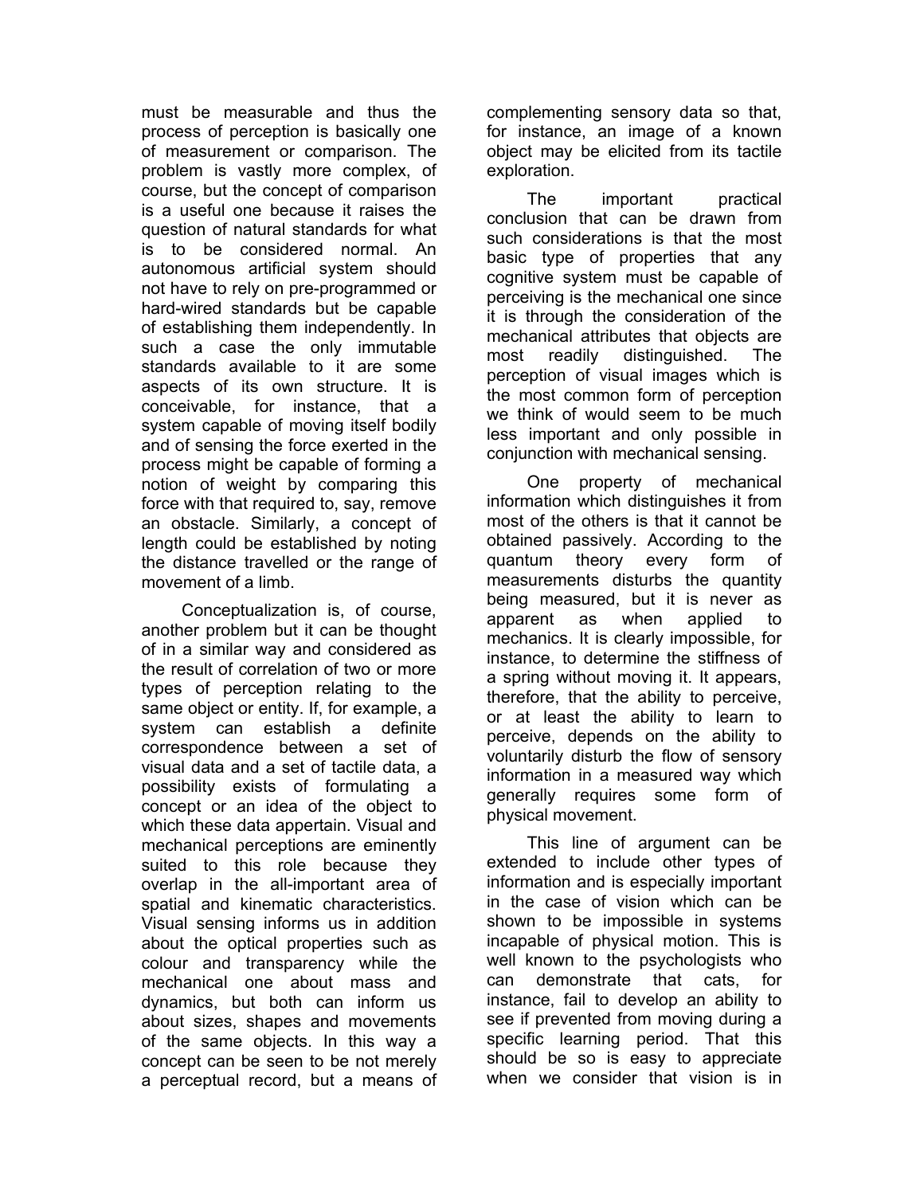must be measurable and thus the process of perception is basically one of measurement or comparison. The problem is vastly more complex, of course, but the concept of comparison is a useful one because it raises the question of natural standards for what is to be considered normal. An autonomous artificial system should not have to rely on pre-programmed or hard-wired standards but be capable of establishing them independently. In such a case the only immutable standards available to it are some aspects of its own structure. It is conceivable, for instance, that a system capable of moving itself bodily and of sensing the force exerted in the process might be capable of forming a notion of weight by comparing this force with that required to, say, remove an obstacle. Similarly, a concept of length could be established by noting the distance travelled or the range of movement of a limb.

Conceptualization is, of course, another problem but it can be thought of in a similar way and considered as the result of correlation of two or more types of perception relating to the same object or entity. If, for example, a system can establish a definite correspondence between a set of visual data and a set of tactile data, a possibility exists of formulating a concept or an idea of the object to which these data appertain. Visual and mechanical perceptions are eminently suited to this role because they overlap in the all-important area of spatial and kinematic characteristics. Visual sensing informs us in addition about the optical properties such as colour and transparency while the mechanical one about mass and dynamics, but both can inform us about sizes, shapes and movements of the same objects. In this way a concept can be seen to be not merely a perceptual record, but a means of complementing sensory data so that, for instance, an image of a known object may be elicited from its tactile exploration.

The important practical conclusion that can be drawn from such considerations is that the most basic type of properties that any cognitive system must be capable of perceiving is the mechanical one since it is through the consideration of the mechanical attributes that objects are most readily distinguished. The perception of visual images which is the most common form of perception we think of would seem to be much less important and only possible in conjunction with mechanical sensing.

One property of mechanical information which distinguishes it from most of the others is that it cannot be obtained passively. According to the quantum theory every form of measurements disturbs the quantity being measured, but it is never as apparent as when applied to mechanics. It is clearly impossible, for instance, to determine the stiffness of a spring without moving it. It appears, therefore, that the ability to perceive, or at least the ability to learn to perceive, depends on the ability to voluntarily disturb the flow of sensory information in a measured way which generally requires some form of physical movement.

This line of argument can be extended to include other types of information and is especially important in the case of vision which can be shown to be impossible in systems incapable of physical motion. This is well known to the psychologists who can demonstrate that cats, for instance, fail to develop an ability to see if prevented from moving during a specific learning period. That this should be so is easy to appreciate when we consider that vision is in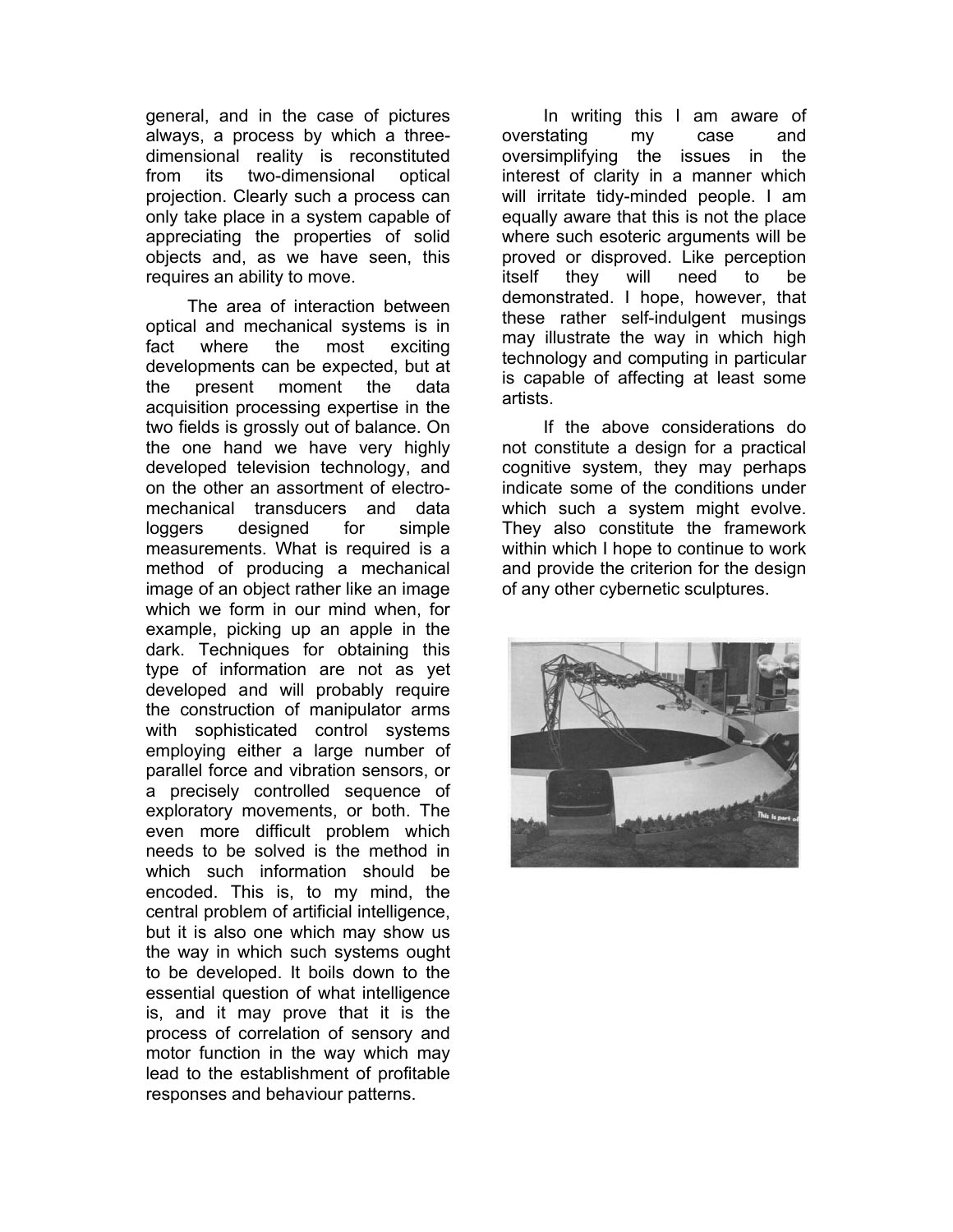general, and in the case of pictures always, a process by which a three-dimensional reality is reconstituted from its two-dimensional optical projection. Clearly such a process can only take place in a system capable of appreciating the properties of solid objects and, as we have seen, this requires an ability to move.

The area of interaction between optical and mechanical systems is in fact where the most exciting developments can be expected, but at the present moment the data acquisition processing expertise in the two fields is grossly out of balance. On the one hand we have very highly developed television technology, and on the other an assortment of electro-mechanical transducers and data loggers designed for simple measurements. What is required is a method of producing a mechanical image of an object rather like an image which we form in our mind when, for example, picking up an apple in the dark. Techniques for obtaining this type of information are not as yet developed and will probably require the construction of manipulator arms with sophisticated control systems employing either a large number of parallel force and vibration sensors, or a precisely controlled sequence of exploratory movements, or both. The even more difficult problem which needs to be solved is the method in which such information should be encoded. This is, to my mind, the central problem of artificial intelligence, but it is also one which may show us the way in which such systems ought to be developed. It boils down to the essential question of what intelligence is, and it may prove that it is the process of correlation of sensory and motor function in the way which may lead to the establishment of profitable responses and behaviour patterns.

In writing this I am aware of overstating my case and oversimplifying the issues in the interest of clarity in a manner which will irritate tidy-minded people. I am equally aware that this is not the place where such esoteric arguments will be proved or disproved. Like perception itself they will need to be demonstrated. I hope, however, that these rather self-indulgent musings may illustrate the way in which high technology and computing in particular is capable of affecting at least some artists.

If the above considerations do not constitute a design for a practical cognitive system, they may perhaps indicate some of the conditions under which such a system might evolve. They also constitute the framework within which I hope to continue to work and provide the criterion for the design of any other cybernetic sculptures.